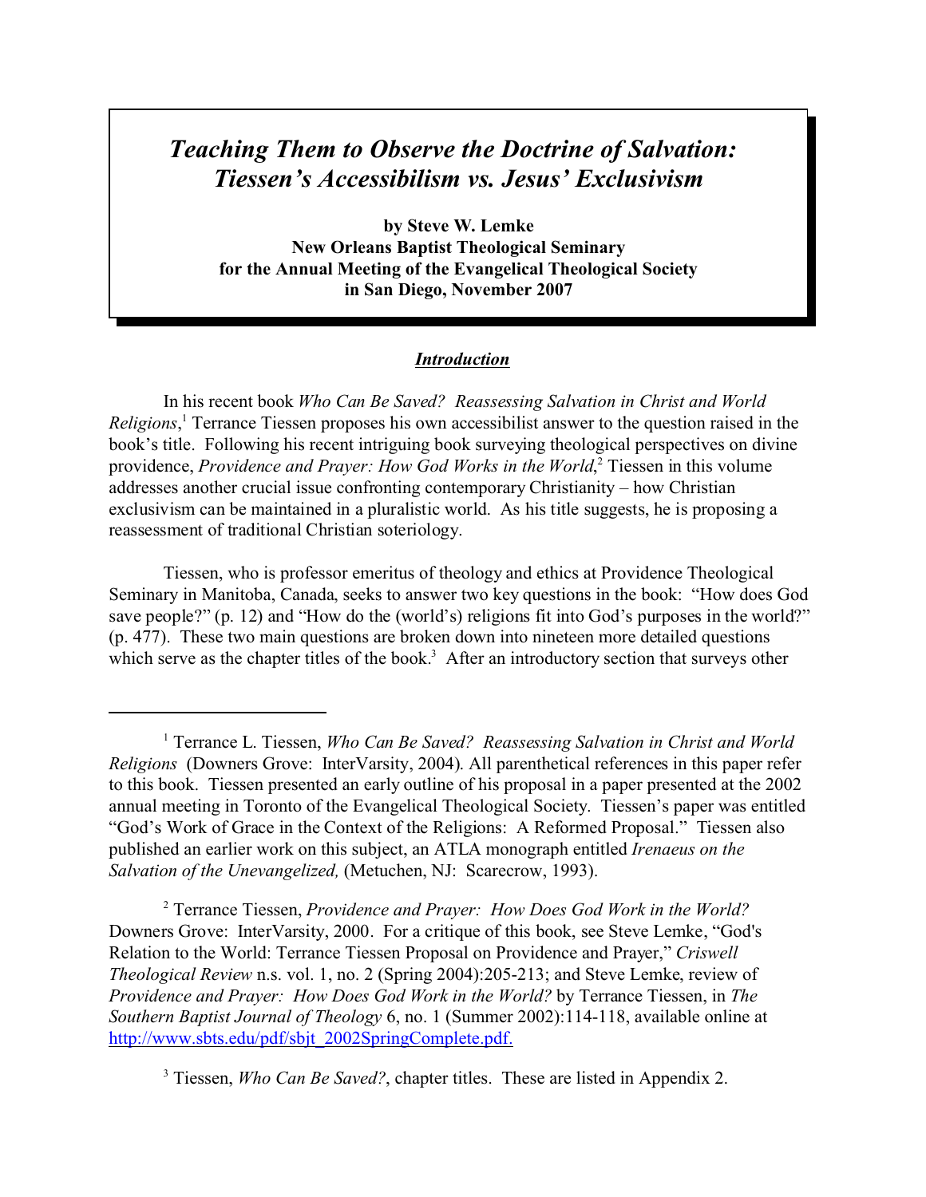# *Teaching Them to Observe the Doctrine of Salvation: Tiessen's Accessibilism vs. Jesus' Exclusivism*

**by Steve W. Lemke**
**New Orleans Baptist Theological Seminary**
**for the Annual Meeting of the Evangelical Theological Society**
**in San Diego, November 2007**

## ***Introduction***

In his recent book *Who Can Be Saved? Reassessing Salvation in Christ and World Religions*,[1] Terrance Tiessen proposes his own accessibilist answer to the question raised in the book's title. Following his recent intriguing book surveying theological perspectives on divine providence, *Providence and Prayer: How God Works in the World*,[2] Tiessen in this volume addresses another crucial issue confronting contemporary Christianity – how Christian exclusivism can be maintained in a pluralistic world. As his title suggests, he is proposing a reassessment of traditional Christian soteriology.

Tiessen, who is professor emeritus of theology and ethics at Providence Theological Seminary in Manitoba, Canada, seeks to answer two key questions in the book: "How does God save people?" (p. 12) and "How do the (world's) religions fit into God's purposes in the world?" (p. 477). These two main questions are broken down into nineteen more detailed questions which serve as the chapter titles of the book.[3] After an introductory section that surveys other

---

[1] Terrance L. Tiessen, *Who Can Be Saved? Reassessing Salvation in Christ and World Religions* (Downers Grove: InterVarsity, 2004). All parenthetical references in this paper refer to this book. Tiessen presented an early outline of his proposal in a paper presented at the 2002 annual meeting in Toronto of the Evangelical Theological Society. Tiessen's paper was entitled "God's Work of Grace in the Context of the Religions: A Reformed Proposal." Tiessen also published an earlier work on this subject, an ATLA monograph entitled *Irenaeus on the Salvation of the Unevangelized,* (Metuchen, NJ: Scarecrow, 1993).

[2] Terrance Tiessen, *Providence and Prayer: How Does God Work in the World?* Downers Grove: InterVarsity, 2000. For a critique of this book, see Steve Lemke, "God's Relation to the World: Terrance Tiessen Proposal on Providence and Prayer," *Criswell Theological Review* n.s. vol. 1, no. 2 (Spring 2004):205-213; and Steve Lemke, review of *Providence and Prayer: How Does God Work in the World?* by Terrance Tiessen, in *The Southern Baptist Journal of Theology* 6, no. 1 (Summer 2002):114-118, available online at http://www.sbts.edu/pdf/sbjt_2002SpringComplete.pdf.

[3] Tiessen, *Who Can Be Saved?*, chapter titles. These are listed in Appendix 2.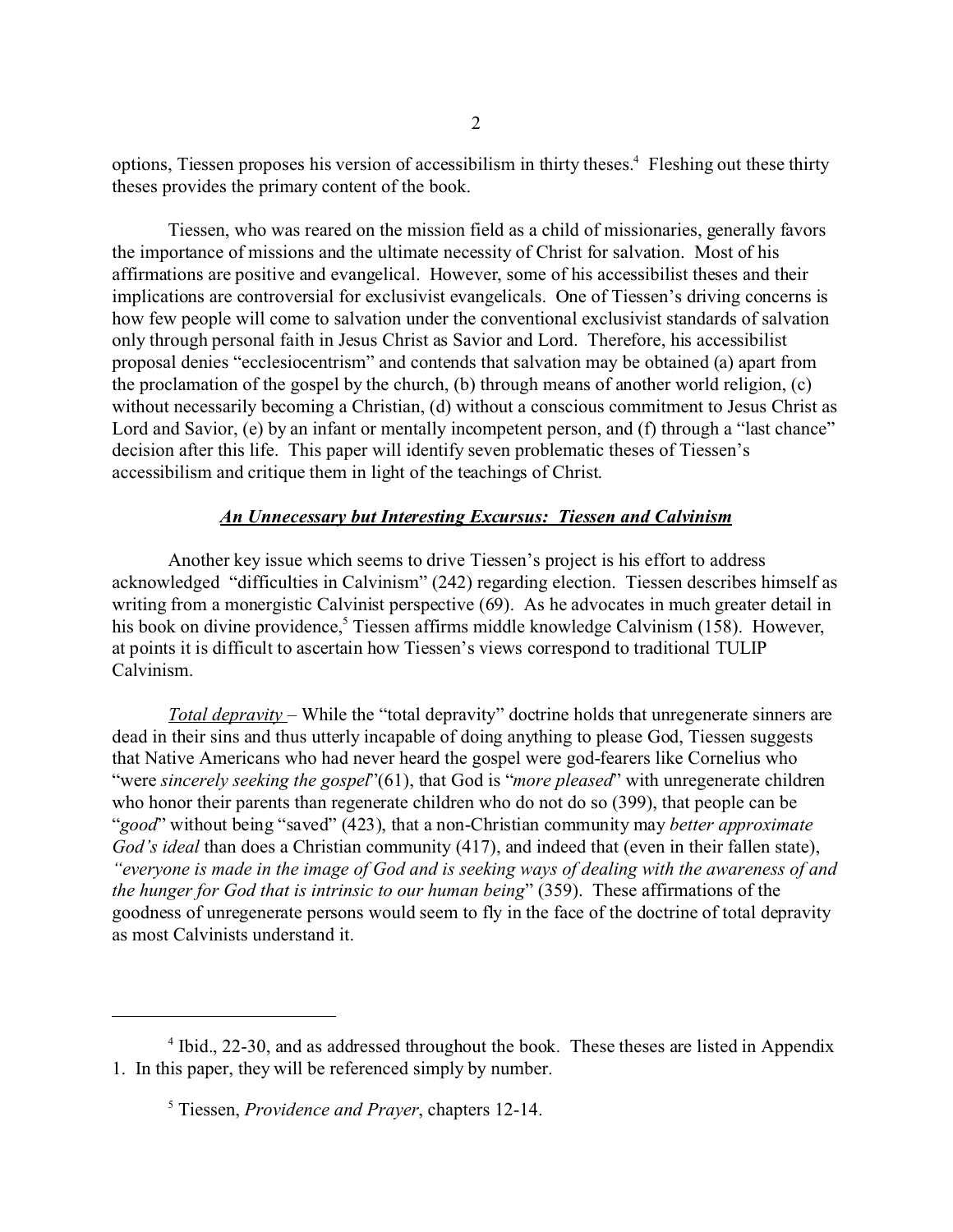options, Tiessen proposes his version of accessibilism in thirty theses.[4] Fleshing out these thirty theses provides the primary content of the book.

Tiessen, who was reared on the mission field as a child of missionaries, generally favors the importance of missions and the ultimate necessity of Christ for salvation. Most of his affirmations are positive and evangelical. However, some of his accessibilist theses and their implications are controversial for exclusivist evangelicals. One of Tiessen's driving concerns is how few people will come to salvation under the conventional exclusivist standards of salvation only through personal faith in Jesus Christ as Savior and Lord. Therefore, his accessibilist proposal denies "ecclesiocentrism" and contends that salvation may be obtained (a) apart from the proclamation of the gospel by the church, (b) through means of another world religion, (c) without necessarily becoming a Christian, (d) without a conscious commitment to Jesus Christ as Lord and Savior, (e) by an infant or mentally incompetent person, and (f) through a "last chance" decision after this life. This paper will identify seven problematic theses of Tiessen's accessibilism and critique them in light of the teachings of Christ.

## ***An Unnecessary but Interesting Excursus: Tiessen and Calvinism***

Another key issue which seems to drive Tiessen's project is his effort to address acknowledged "difficulties in Calvinism" (242) regarding election. Tiessen describes himself as writing from a monergistic Calvinist perspective (69). As he advocates in much greater detail in his book on divine providence,[5] Tiessen affirms middle knowledge Calvinism (158). However, at points it is difficult to ascertain how Tiessen's views correspond to traditional TULIP Calvinism.

*Total depravity* – While the "total depravity" doctrine holds that unregenerate sinners are dead in their sins and thus utterly incapable of doing anything to please God, Tiessen suggests that Native Americans who had never heard the gospel were god-fearers like Cornelius who "were *sincerely seeking the gospel*"(61), that God is "*more pleased*" with unregenerate children who honor their parents than regenerate children who do not do so (399), that people can be "*good*" without being "saved" (423), that a non-Christian community may *better approximate God's ideal* than does a Christian community (417), and indeed that (even in their fallen state), *"everyone is made in the image of God and is seeking ways of dealing with the awareness of and the hunger for God that is intrinsic to our human being*" (359). These affirmations of the goodness of unregenerate persons would seem to fly in the face of the doctrine of total depravity as most Calvinists understand it.

---

[4] Ibid., 22-30, and as addressed throughout the book. These theses are listed in Appendix 1. In this paper, they will be referenced simply by number.

[5] Tiessen, *Providence and Prayer*, chapters 12-14.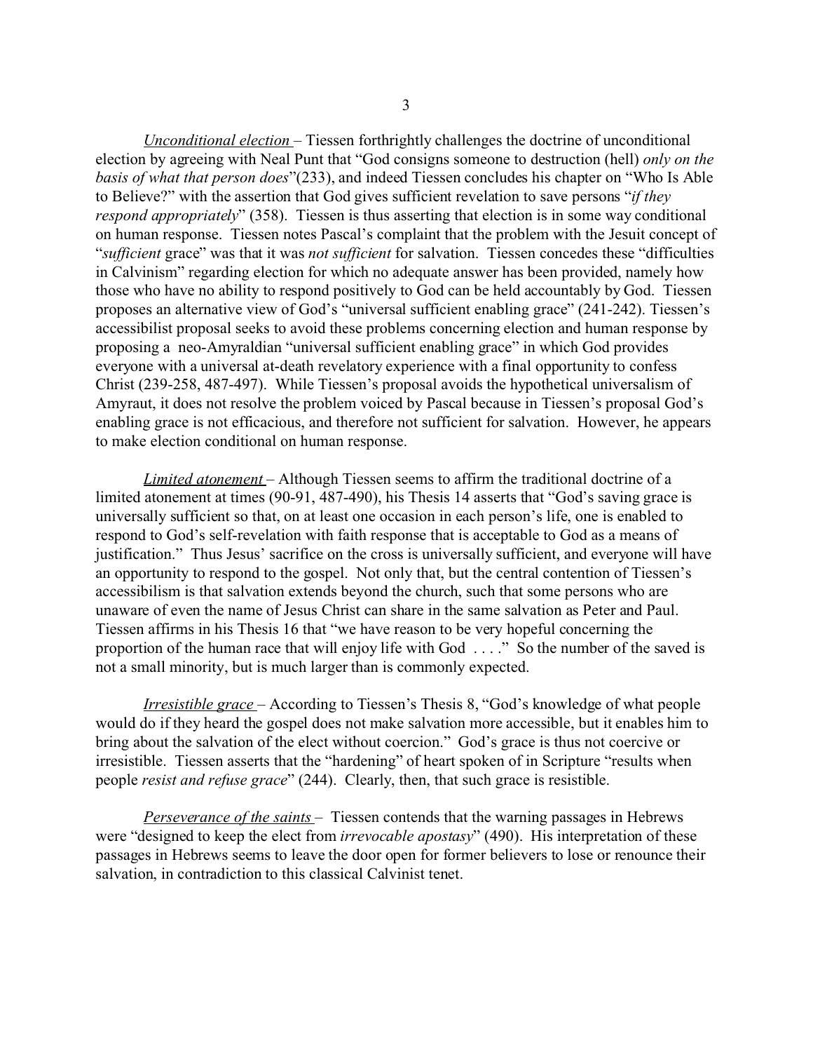<u>*Unconditional election*</u> – Tiessen forthrightly challenges the doctrine of unconditional election by agreeing with Neal Punt that "God consigns someone to destruction (hell) *only on the basis of what that person does*"(233), and indeed Tiessen concludes his chapter on "Who Is Able to Believe?" with the assertion that God gives sufficient revelation to save persons "*if they respond appropriately*" (358). Tiessen is thus asserting that election is in some way conditional on human response. Tiessen notes Pascal's complaint that the problem with the Jesuit concept of "*sufficient* grace" was that it was *not sufficient* for salvation. Tiessen concedes these "difficulties in Calvinism" regarding election for which no adequate answer has been provided, namely how those who have no ability to respond positively to God can be held accountably by God. Tiessen proposes an alternative view of God's "universal sufficient enabling grace" (241-242). Tiessen's accessibilist proposal seeks to avoid these problems concerning election and human response by proposing a neo-Amyraldian "universal sufficient enabling grace" in which God provides everyone with a universal at-death revelatory experience with a final opportunity to confess Christ (239-258, 487-497). While Tiessen's proposal avoids the hypothetical universalism of Amyraut, it does not resolve the problem voiced by Pascal because in Tiessen's proposal God's enabling grace is not efficacious, and therefore not sufficient for salvation. However, he appears to make election conditional on human response.

<u>*Limited atonement*</u> – Although Tiessen seems to affirm the traditional doctrine of a limited atonement at times (90-91, 487-490), his Thesis 14 asserts that "God's saving grace is universally sufficient so that, on at least one occasion in each person's life, one is enabled to respond to God's self-revelation with faith response that is acceptable to God as a means of justification." Thus Jesus' sacrifice on the cross is universally sufficient, and everyone will have an opportunity to respond to the gospel. Not only that, but the central contention of Tiessen's accessibilism is that salvation extends beyond the church, such that some persons who are unaware of even the name of Jesus Christ can share in the same salvation as Peter and Paul. Tiessen affirms in his Thesis 16 that "we have reason to be very hopeful concerning the proportion of the human race that will enjoy life with God . . . ." So the number of the saved is not a small minority, but is much larger than is commonly expected.

<u>*Irresistible grace*</u> – According to Tiessen's Thesis 8, "God's knowledge of what people would do if they heard the gospel does not make salvation more accessible, but it enables him to bring about the salvation of the elect without coercion." God's grace is thus not coercive or irresistible. Tiessen asserts that the "hardening" of heart spoken of in Scripture "results when people *resist and refuse grace*" (244). Clearly, then, that such grace is resistible.

<u>*Perseverance of the saints*</u> – Tiessen contends that the warning passages in Hebrews were "designed to keep the elect from *irrevocable apostasy*" (490). His interpretation of these passages in Hebrews seems to leave the door open for former believers to lose or renounce their salvation, in contradiction to this classical Calvinist tenet.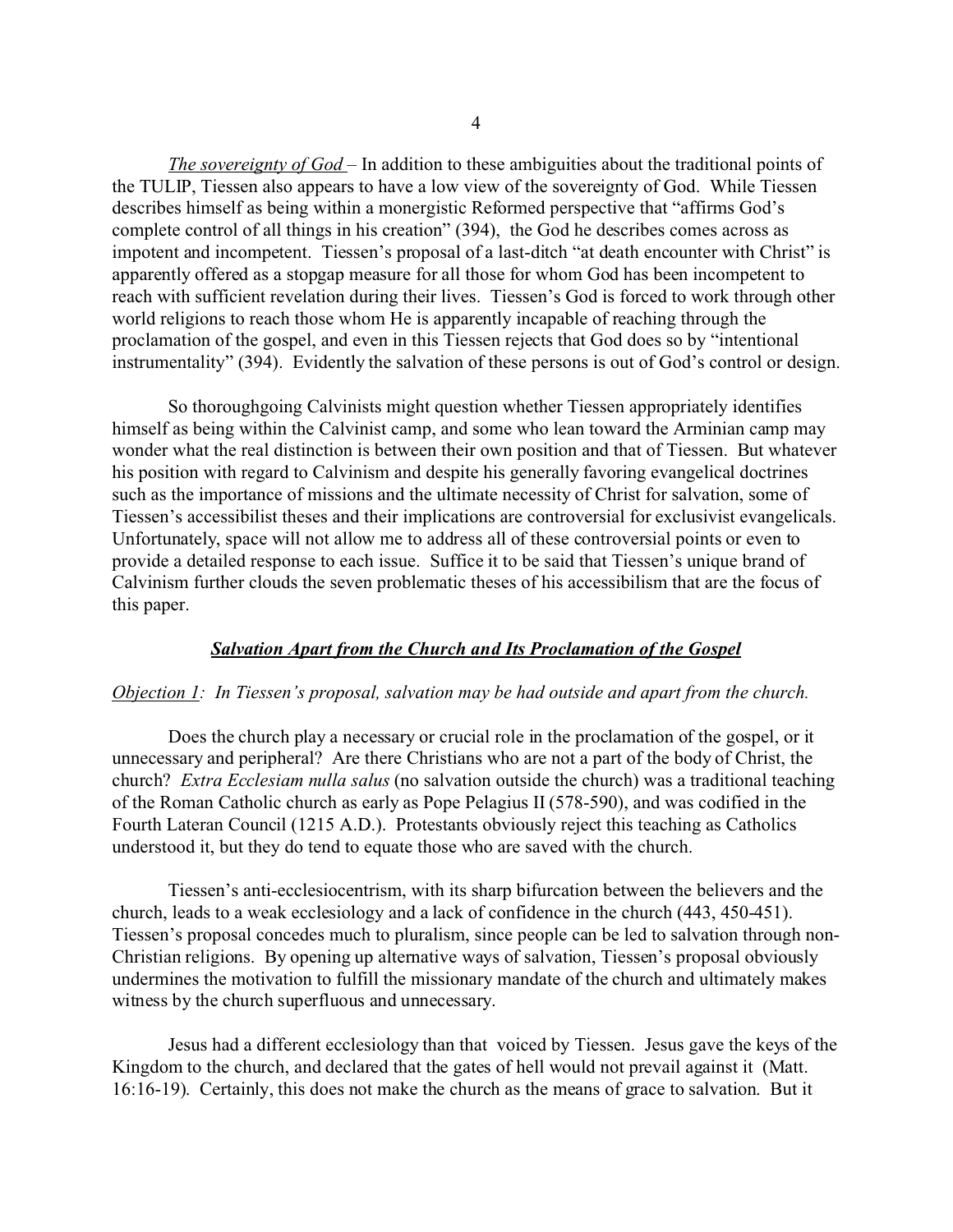*The sovereignty of God* – In addition to these ambiguities about the traditional points of the TULIP, Tiessen also appears to have a low view of the sovereignty of God. While Tiessen describes himself as being within a monergistic Reformed perspective that "affirms God's complete control of all things in his creation" (394), the God he describes comes across as impotent and incompetent. Tiessen's proposal of a last-ditch "at death encounter with Christ" is apparently offered as a stopgap measure for all those for whom God has been incompetent to reach with sufficient revelation during their lives. Tiessen's God is forced to work through other world religions to reach those whom He is apparently incapable of reaching through the proclamation of the gospel, and even in this Tiessen rejects that God does so by "intentional instrumentality" (394). Evidently the salvation of these persons is out of God's control or design.

So thoroughgoing Calvinists might question whether Tiessen appropriately identifies himself as being within the Calvinist camp, and some who lean toward the Arminian camp may wonder what the real distinction is between their own position and that of Tiessen. But whatever his position with regard to Calvinism and despite his generally favoring evangelical doctrines such as the importance of missions and the ultimate necessity of Christ for salvation, some of Tiessen's accessibilist theses and their implications are controversial for exclusivist evangelicals. Unfortunately, space will not allow me to address all of these controversial points or even to provide a detailed response to each issue. Suffice it to be said that Tiessen's unique brand of Calvinism further clouds the seven problematic theses of his accessibilism that are the focus of this paper.

### ***Salvation Apart from the Church and Its Proclamation of the Gospel***

*Objection 1: In Tiessen's proposal, salvation may be had outside and apart from the church.*

Does the church play a necessary or crucial role in the proclamation of the gospel, or it unnecessary and peripheral? Are there Christians who are not a part of the body of Christ, the church? *Extra Ecclesiam nulla salus* (no salvation outside the church) was a traditional teaching of the Roman Catholic church as early as Pope Pelagius II (578-590), and was codified in the Fourth Lateran Council (1215 A.D.). Protestants obviously reject this teaching as Catholics understood it, but they do tend to equate those who are saved with the church.

Tiessen's anti-ecclesiocentrism, with its sharp bifurcation between the believers and the church, leads to a weak ecclesiology and a lack of confidence in the church (443, 450-451). Tiessen's proposal concedes much to pluralism, since people can be led to salvation through non-Christian religions. By opening up alternative ways of salvation, Tiessen's proposal obviously undermines the motivation to fulfill the missionary mandate of the church and ultimately makes witness by the church superfluous and unnecessary.

Jesus had a different ecclesiology than that voiced by Tiessen. Jesus gave the keys of the Kingdom to the church, and declared that the gates of hell would not prevail against it (Matt. 16:16-19). Certainly, this does not make the church as the means of grace to salvation. But it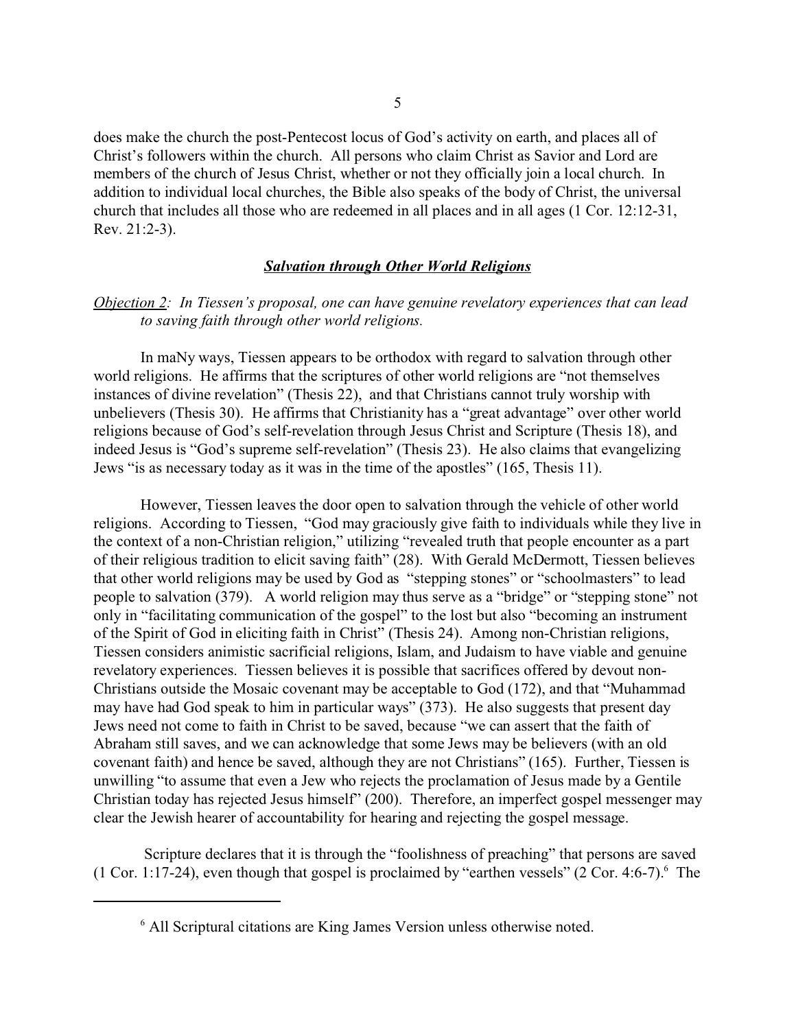does make the church the post-Pentecost locus of God's activity on earth, and places all of Christ's followers within the church. All persons who claim Christ as Savior and Lord are members of the church of Jesus Christ, whether or not they officially join a local church. In addition to individual local churches, the Bible also speaks of the body of Christ, the universal church that includes all those who are redeemed in all places and in all ages (1 Cor. 12:12-31, Rev. 21:2-3).

### ***Salvation through Other World Religions***

*Objection 2: In Tiessen's proposal, one can have genuine revelatory experiences that can lead to saving faith through other world religions.*

In maNy ways, Tiessen appears to be orthodox with regard to salvation through other world religions. He affirms that the scriptures of other world religions are "not themselves instances of divine revelation" (Thesis 22), and that Christians cannot truly worship with unbelievers (Thesis 30). He affirms that Christianity has a "great advantage" over other world religions because of God's self-revelation through Jesus Christ and Scripture (Thesis 18), and indeed Jesus is "God's supreme self-revelation" (Thesis 23). He also claims that evangelizing Jews "is as necessary today as it was in the time of the apostles" (165, Thesis 11).

However, Tiessen leaves the door open to salvation through the vehicle of other world religions. According to Tiessen, "God may graciously give faith to individuals while they live in the context of a non-Christian religion," utilizing "revealed truth that people encounter as a part of their religious tradition to elicit saving faith" (28). With Gerald McDermott, Tiessen believes that other world religions may be used by God as "stepping stones" or "schoolmasters" to lead people to salvation (379). A world religion may thus serve as a "bridge" or "stepping stone" not only in "facilitating communication of the gospel" to the lost but also "becoming an instrument of the Spirit of God in eliciting faith in Christ" (Thesis 24). Among non-Christian religions, Tiessen considers animistic sacrificial religions, Islam, and Judaism to have viable and genuine revelatory experiences. Tiessen believes it is possible that sacrifices offered by devout non-Christians outside the Mosaic covenant may be acceptable to God (172), and that "Muhammad may have had God speak to him in particular ways" (373). He also suggests that present day Jews need not come to faith in Christ to be saved, because "we can assert that the faith of Abraham still saves, and we can acknowledge that some Jews may be believers (with an old covenant faith) and hence be saved, although they are not Christians" (165). Further, Tiessen is unwilling "to assume that even a Jew who rejects the proclamation of Jesus made by a Gentile Christian today has rejected Jesus himself" (200). Therefore, an imperfect gospel messenger may clear the Jewish hearer of accountability for hearing and rejecting the gospel message.

Scripture declares that it is through the "foolishness of preaching" that persons are saved (1 Cor. 1:17-24), even though that gospel is proclaimed by "earthen vessels" (2 Cor. 4:6-7).[6] The

[6] All Scriptural citations are King James Version unless otherwise noted.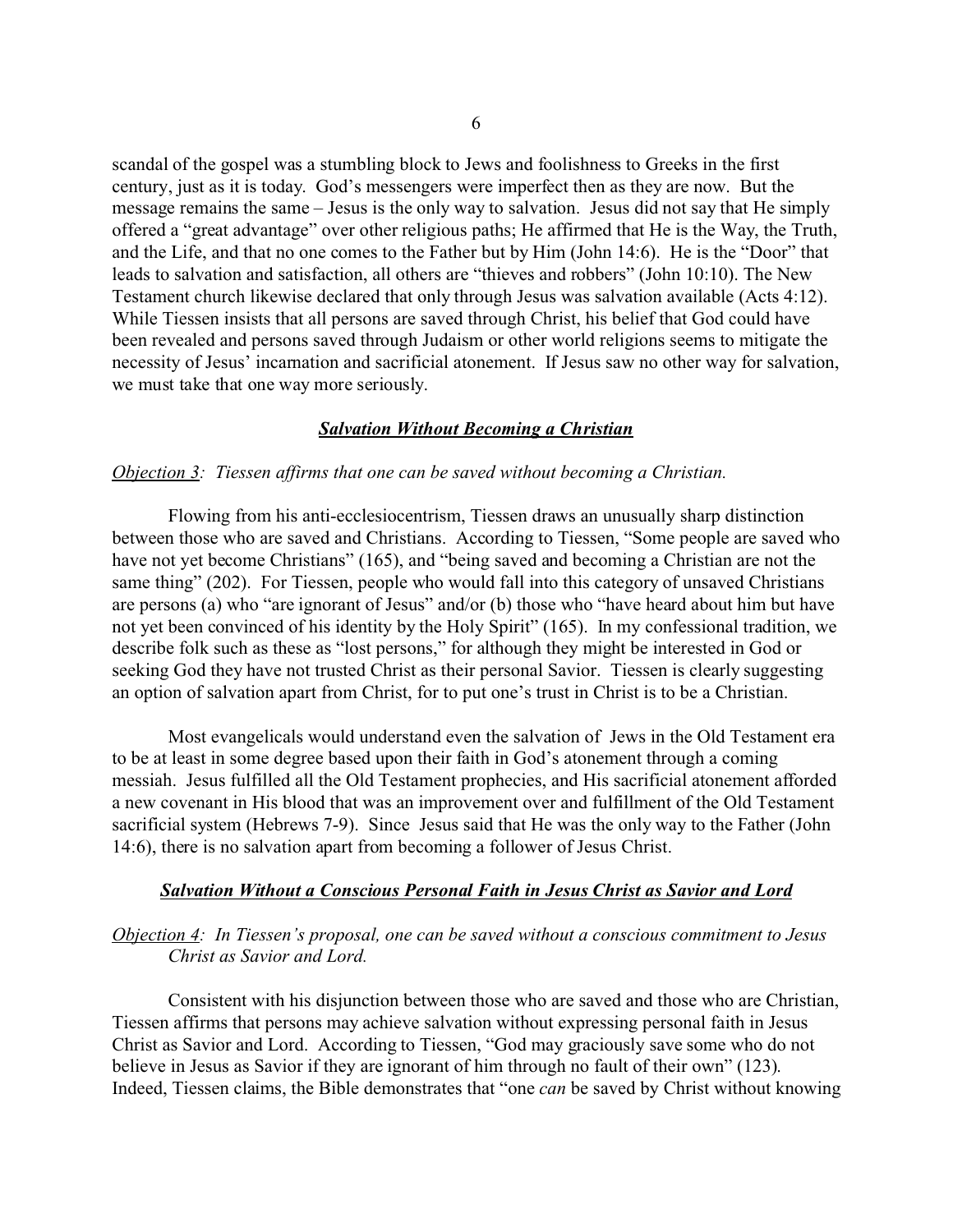scandal of the gospel was a stumbling block to Jews and foolishness to Greeks in the first century, just as it is today. God's messengers were imperfect then as they are now. But the message remains the same – Jesus is the only way to salvation. Jesus did not say that He simply offered a "great advantage" over other religious paths; He affirmed that He is the Way, the Truth, and the Life, and that no one comes to the Father but by Him (John 14:6). He is the "Door" that leads to salvation and satisfaction, all others are "thieves and robbers" (John 10:10). The New Testament church likewise declared that only through Jesus was salvation available (Acts 4:12). While Tiessen insists that all persons are saved through Christ, his belief that God could have been revealed and persons saved through Judaism or other world religions seems to mitigate the necessity of Jesus' incarnation and sacrificial atonement. If Jesus saw no other way for salvation, we must take that one way more seriously.

### ***Salvation Without Becoming a Christian***

*Objection 3: Tiessen affirms that one can be saved without becoming a Christian.*

Flowing from his anti-ecclesiocentrism, Tiessen draws an unusually sharp distinction between those who are saved and Christians. According to Tiessen, "Some people are saved who have not yet become Christians" (165), and "being saved and becoming a Christian are not the same thing" (202). For Tiessen, people who would fall into this category of unsaved Christians are persons (a) who "are ignorant of Jesus" and/or (b) those who "have heard about him but have not yet been convinced of his identity by the Holy Spirit" (165). In my confessional tradition, we describe folk such as these as "lost persons," for although they might be interested in God or seeking God they have not trusted Christ as their personal Savior. Tiessen is clearly suggesting an option of salvation apart from Christ, for to put one's trust in Christ is to be a Christian.

Most evangelicals would understand even the salvation of Jews in the Old Testament era to be at least in some degree based upon their faith in God's atonement through a coming messiah. Jesus fulfilled all the Old Testament prophecies, and His sacrificial atonement afforded a new covenant in His blood that was an improvement over and fulfillment of the Old Testament sacrificial system (Hebrews 7-9). Since Jesus said that He was the only way to the Father (John 14:6), there is no salvation apart from becoming a follower of Jesus Christ.

### ***Salvation Without a Conscious Personal Faith in Jesus Christ as Savior and Lord***

*Objection 4: In Tiessen's proposal, one can be saved without a conscious commitment to Jesus Christ as Savior and Lord.*

Consistent with his disjunction between those who are saved and those who are Christian, Tiessen affirms that persons may achieve salvation without expressing personal faith in Jesus Christ as Savior and Lord. According to Tiessen, "God may graciously save some who do not believe in Jesus as Savior if they are ignorant of him through no fault of their own" (123). Indeed, Tiessen claims, the Bible demonstrates that "one *can* be saved by Christ without knowing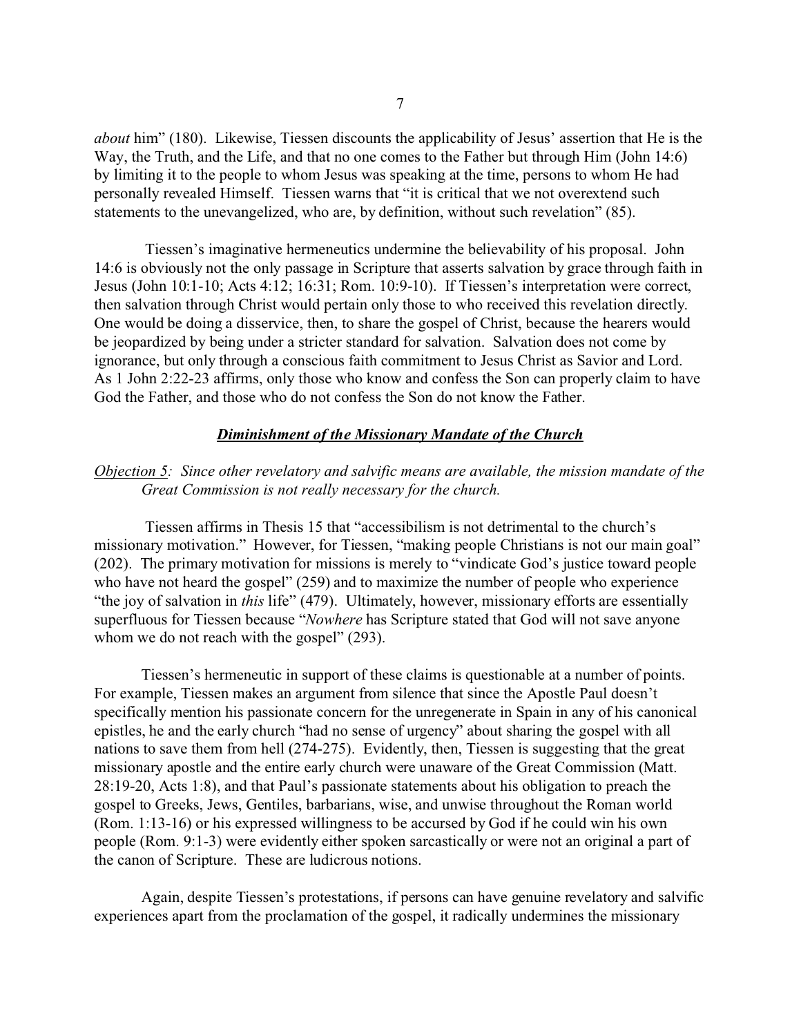*about* him" (180). Likewise, Tiessen discounts the applicability of Jesus' assertion that He is the Way, the Truth, and the Life, and that no one comes to the Father but through Him (John 14:6) by limiting it to the people to whom Jesus was speaking at the time, persons to whom He had personally revealed Himself. Tiessen warns that "it is critical that we not overextend such statements to the unevangelized, who are, by definition, without such revelation" (85).

Tiessen's imaginative hermeneutics undermine the believability of his proposal. John 14:6 is obviously not the only passage in Scripture that asserts salvation by grace through faith in Jesus (John 10:1-10; Acts 4:12; 16:31; Rom. 10:9-10). If Tiessen's interpretation were correct, then salvation through Christ would pertain only those to who received this revelation directly. One would be doing a disservice, then, to share the gospel of Christ, because the hearers would be jeopardized by being under a stricter standard for salvation. Salvation does not come by ignorance, but only through a conscious faith commitment to Jesus Christ as Savior and Lord. As 1 John 2:22-23 affirms, only those who know and confess the Son can properly claim to have God the Father, and those who do not confess the Son do not know the Father.

### ***Diminishment of the Missionary Mandate of the Church***

*Objection 5: Since other revelatory and salvific means are available, the mission mandate of the Great Commission is not really necessary for the church.*

Tiessen affirms in Thesis 15 that "accessibilism is not detrimental to the church's missionary motivation." However, for Tiessen, "making people Christians is not our main goal" (202). The primary motivation for missions is merely to "vindicate God's justice toward people who have not heard the gospel" (259) and to maximize the number of people who experience "the joy of salvation in *this* life" (479). Ultimately, however, missionary efforts are essentially superfluous for Tiessen because "*Nowhere* has Scripture stated that God will not save anyone whom we do not reach with the gospel" (293).

Tiessen's hermeneutic in support of these claims is questionable at a number of points. For example, Tiessen makes an argument from silence that since the Apostle Paul doesn't specifically mention his passionate concern for the unregenerate in Spain in any of his canonical epistles, he and the early church "had no sense of urgency" about sharing the gospel with all nations to save them from hell (274-275). Evidently, then, Tiessen is suggesting that the great missionary apostle and the entire early church were unaware of the Great Commission (Matt. 28:19-20, Acts 1:8), and that Paul's passionate statements about his obligation to preach the gospel to Greeks, Jews, Gentiles, barbarians, wise, and unwise throughout the Roman world (Rom. 1:13-16) or his expressed willingness to be accursed by God if he could win his own people (Rom. 9:1-3) were evidently either spoken sarcastically or were not an original a part of the canon of Scripture. These are ludicrous notions.

Again, despite Tiessen's protestations, if persons can have genuine revelatory and salvific experiences apart from the proclamation of the gospel, it radically undermines the missionary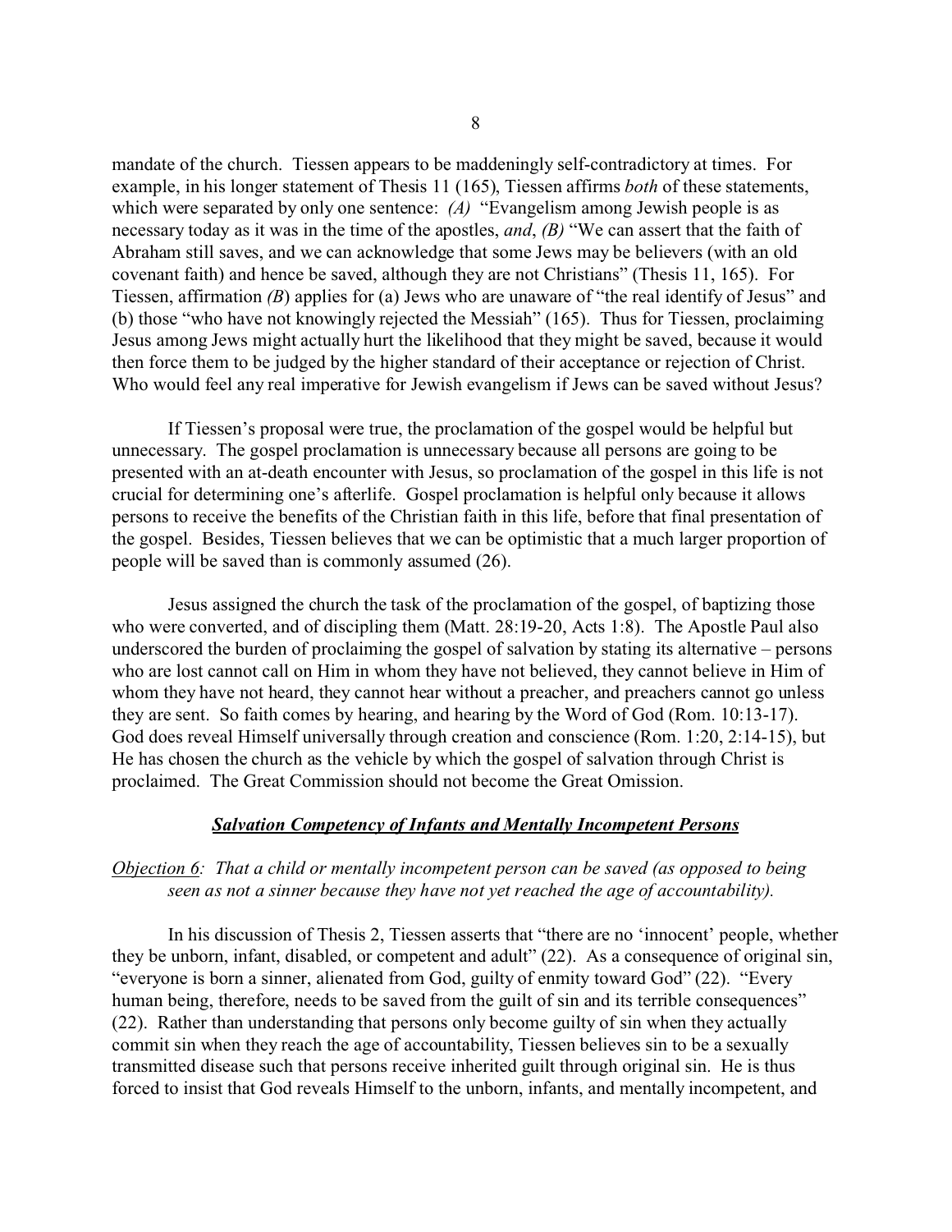mandate of the church. Tiessen appears to be maddeningly self-contradictory at times. For example, in his longer statement of Thesis 11 (165), Tiessen affirms *both* of these statements, which were separated by only one sentence: *(A)* "Evangelism among Jewish people is as necessary today as it was in the time of the apostles, *and*, *(B)* "We can assert that the faith of Abraham still saves, and we can acknowledge that some Jews may be believers (with an old covenant faith) and hence be saved, although they are not Christians" (Thesis 11, 165). For Tiessen, affirmation *(B)* applies for (a) Jews who are unaware of "the real identify of Jesus" and (b) those "who have not knowingly rejected the Messiah" (165). Thus for Tiessen, proclaiming Jesus among Jews might actually hurt the likelihood that they might be saved, because it would then force them to be judged by the higher standard of their acceptance or rejection of Christ. Who would feel any real imperative for Jewish evangelism if Jews can be saved without Jesus?

If Tiessen's proposal were true, the proclamation of the gospel would be helpful but unnecessary. The gospel proclamation is unnecessary because all persons are going to be presented with an at-death encounter with Jesus, so proclamation of the gospel in this life is not crucial for determining one's afterlife. Gospel proclamation is helpful only because it allows persons to receive the benefits of the Christian faith in this life, before that final presentation of the gospel. Besides, Tiessen believes that we can be optimistic that a much larger proportion of people will be saved than is commonly assumed (26).

Jesus assigned the church the task of the proclamation of the gospel, of baptizing those who were converted, and of discipling them (Matt. 28:19-20, Acts 1:8). The Apostle Paul also underscored the burden of proclaiming the gospel of salvation by stating its alternative – persons who are lost cannot call on Him in whom they have not believed, they cannot believe in Him of whom they have not heard, they cannot hear without a preacher, and preachers cannot go unless they are sent. So faith comes by hearing, and hearing by the Word of God (Rom. 10:13-17). God does reveal Himself universally through creation and conscience (Rom. 1:20, 2:14-15), but He has chosen the church as the vehicle by which the gospel of salvation through Christ is proclaimed. The Great Commission should not become the Great Omission.

### ***Salvation Competency of Infants and Mentally Incompetent Persons***

*Objection 6: That a child or mentally incompetent person can be saved (as opposed to being seen as not a sinner because they have not yet reached the age of accountability).*

In his discussion of Thesis 2, Tiessen asserts that "there are no 'innocent' people, whether they be unborn, infant, disabled, or competent and adult" (22). As a consequence of original sin, "everyone is born a sinner, alienated from God, guilty of enmity toward God" (22). "Every human being, therefore, needs to be saved from the guilt of sin and its terrible consequences" (22). Rather than understanding that persons only become guilty of sin when they actually commit sin when they reach the age of accountability, Tiessen believes sin to be a sexually transmitted disease such that persons receive inherited guilt through original sin. He is thus forced to insist that God reveals Himself to the unborn, infants, and mentally incompetent, and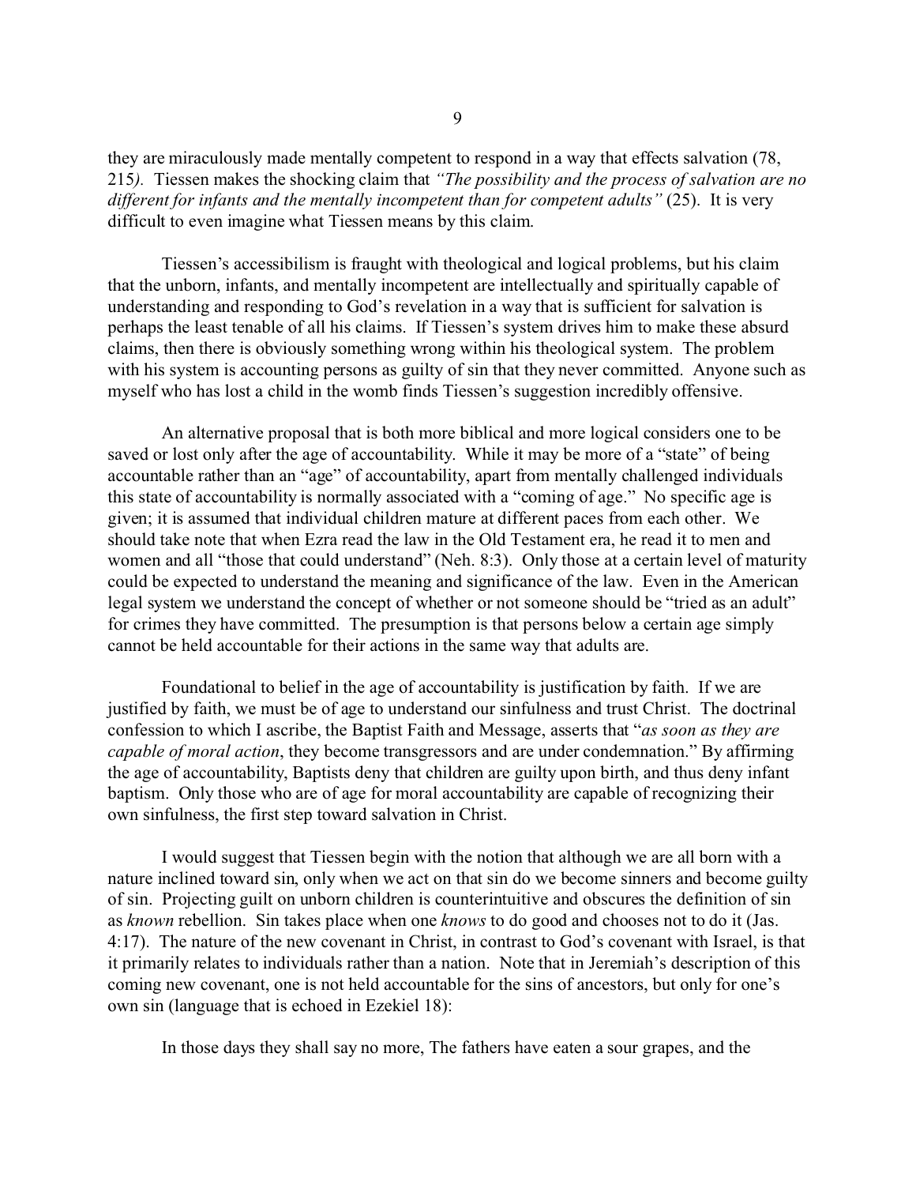they are miraculously made mentally competent to respond in a way that effects salvation (78, 215*).* Tiessen makes the shocking claim that *"The possibility and the process of salvation are no different for infants and the mentally incompetent than for competent adults"* (25). It is very difficult to even imagine what Tiessen means by this claim.

Tiessen's accessibilism is fraught with theological and logical problems, but his claim that the unborn, infants, and mentally incompetent are intellectually and spiritually capable of understanding and responding to God's revelation in a way that is sufficient for salvation is perhaps the least tenable of all his claims. If Tiessen's system drives him to make these absurd claims, then there is obviously something wrong within his theological system. The problem with his system is accounting persons as guilty of sin that they never committed. Anyone such as myself who has lost a child in the womb finds Tiessen's suggestion incredibly offensive.

An alternative proposal that is both more biblical and more logical considers one to be saved or lost only after the age of accountability. While it may be more of a "state" of being accountable rather than an "age" of accountability, apart from mentally challenged individuals this state of accountability is normally associated with a "coming of age." No specific age is given; it is assumed that individual children mature at different paces from each other. We should take note that when Ezra read the law in the Old Testament era, he read it to men and women and all "those that could understand" (Neh. 8:3). Only those at a certain level of maturity could be expected to understand the meaning and significance of the law. Even in the American legal system we understand the concept of whether or not someone should be "tried as an adult" for crimes they have committed. The presumption is that persons below a certain age simply cannot be held accountable for their actions in the same way that adults are.

Foundational to belief in the age of accountability is justification by faith. If we are justified by faith, we must be of age to understand our sinfulness and trust Christ. The doctrinal confession to which I ascribe, the Baptist Faith and Message, asserts that "*as soon as they are capable of moral action*, they become transgressors and are under condemnation." By affirming the age of accountability, Baptists deny that children are guilty upon birth, and thus deny infant baptism. Only those who are of age for moral accountability are capable of recognizing their own sinfulness, the first step toward salvation in Christ.

I would suggest that Tiessen begin with the notion that although we are all born with a nature inclined toward sin, only when we act on that sin do we become sinners and become guilty of sin. Projecting guilt on unborn children is counterintuitive and obscures the definition of sin as *known* rebellion. Sin takes place when one *knows* to do good and chooses not to do it (Jas. 4:17). The nature of the new covenant in Christ, in contrast to God's covenant with Israel, is that it primarily relates to individuals rather than a nation. Note that in Jeremiah's description of this coming new covenant, one is not held accountable for the sins of ancestors, but only for one's own sin (language that is echoed in Ezekiel 18):

In those days they shall say no more, The fathers have eaten a sour grapes, and the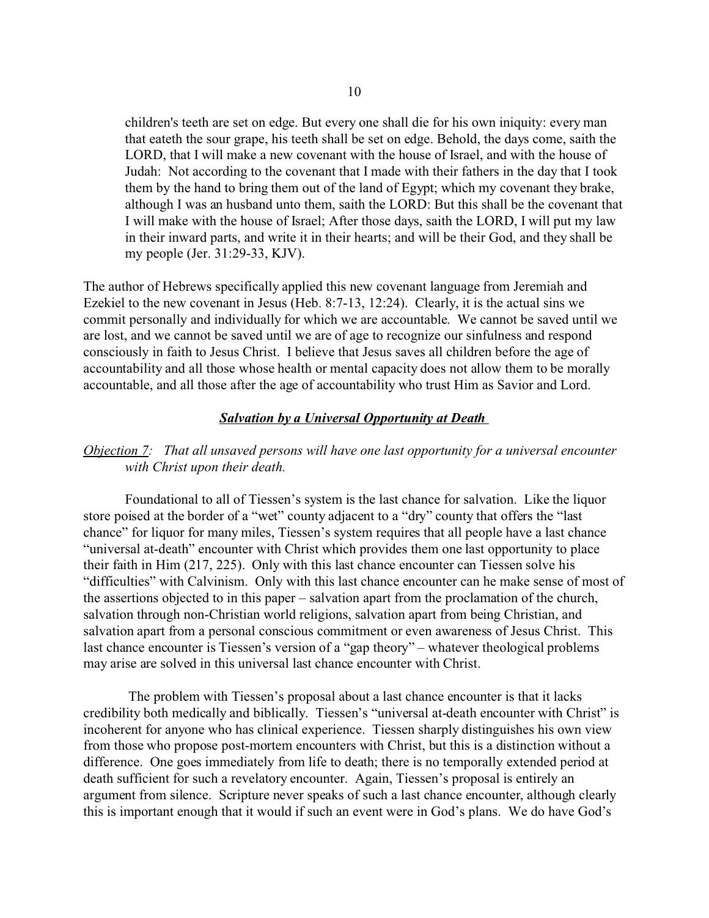> children's teeth are set on edge. But every one shall die for his own iniquity: every man that eateth the sour grape, his teeth shall be set on edge. Behold, the days come, saith the LORD, that I will make a new covenant with the house of Israel, and with the house of Judah: Not according to the covenant that I made with their fathers in the day that I took them by the hand to bring them out of the land of Egypt; which my covenant they brake, although I was an husband unto them, saith the LORD: But this shall be the covenant that I will make with the house of Israel; After those days, saith the LORD, I will put my law in their inward parts, and write it in their hearts; and will be their God, and they shall be my people (Jer. 31:29-33, KJV).

The author of Hebrews specifically applied this new covenant language from Jeremiah and Ezekiel to the new covenant in Jesus (Heb. 8:7-13, 12:24). Clearly, it is the actual sins we commit personally and individually for which we are accountable. We cannot be saved until we are lost, and we cannot be saved until we are of age to recognize our sinfulness and respond consciously in faith to Jesus Christ. I believe that Jesus saves all children before the age of accountability and all those whose health or mental capacity does not allow them to be morally accountable, and all those after the age of accountability who trust Him as Savior and Lord.

### ***Salvation by a Universal Opportunity at Death***

*Objection 7: That all unsaved persons will have one last opportunity for a universal encounter with Christ upon their death.*

Foundational to all of Tiessen's system is the last chance for salvation. Like the liquor store poised at the border of a "wet" county adjacent to a "dry" county that offers the "last chance" for liquor for many miles, Tiessen's system requires that all people have a last chance "universal at-death" encounter with Christ which provides them one last opportunity to place their faith in Him (217, 225). Only with this last chance encounter can Tiessen solve his "difficulties" with Calvinism. Only with this last chance encounter can he make sense of most of the assertions objected to in this paper – salvation apart from the proclamation of the church, salvation through non-Christian world religions, salvation apart from being Christian, and salvation apart from a personal conscious commitment or even awareness of Jesus Christ. This last chance encounter is Tiessen's version of a "gap theory" – whatever theological problems may arise are solved in this universal last chance encounter with Christ.

The problem with Tiessen's proposal about a last chance encounter is that it lacks credibility both medically and biblically. Tiessen's "universal at-death encounter with Christ" is incoherent for anyone who has clinical experience. Tiessen sharply distinguishes his own view from those who propose post-mortem encounters with Christ, but this is a distinction without a difference. One goes immediately from life to death; there is no temporally extended period at death sufficient for such a revelatory encounter. Again, Tiessen's proposal is entirely an argument from silence. Scripture never speaks of such a last chance encounter, although clearly this is important enough that it would if such an event were in God's plans. We do have God's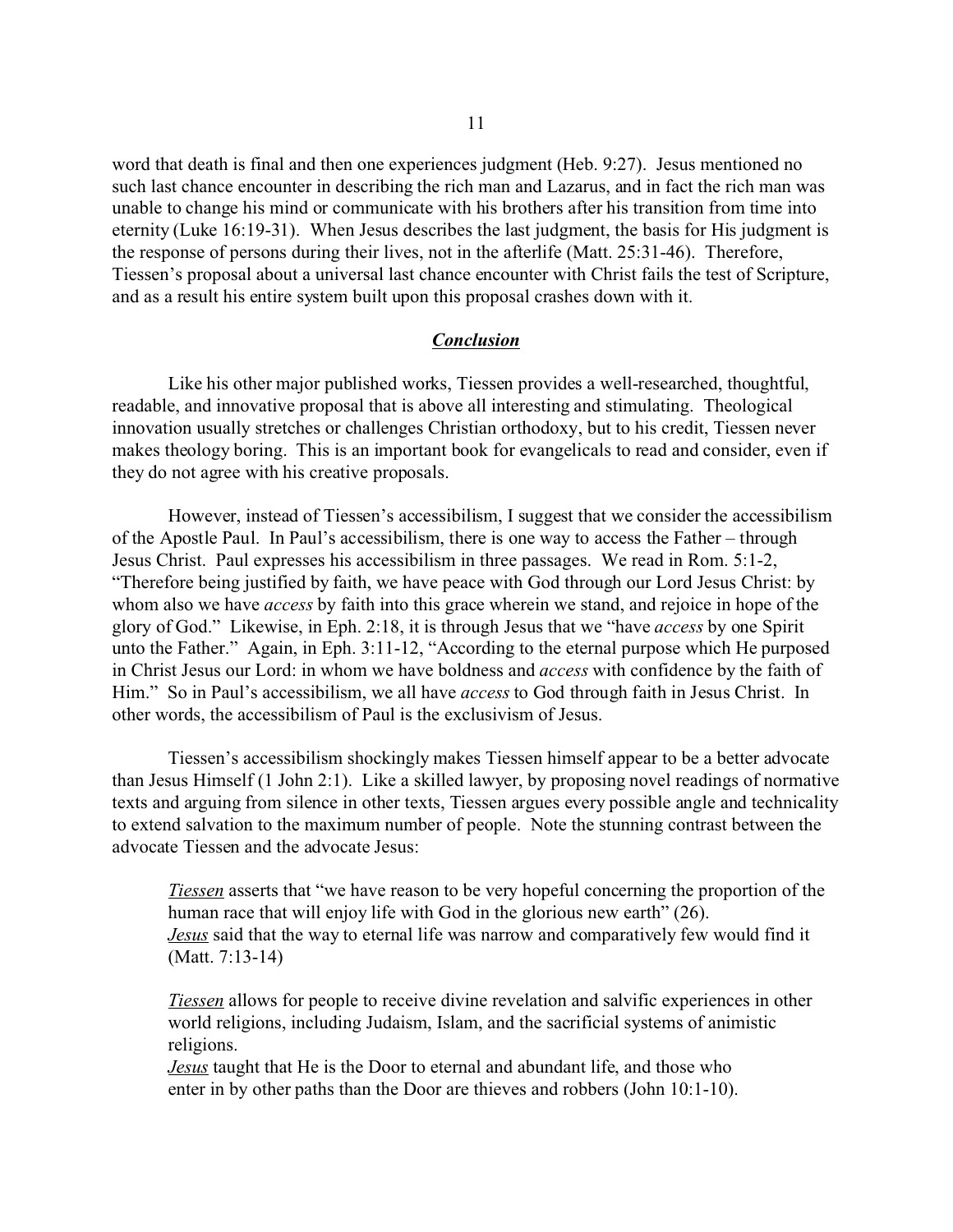word that death is final and then one experiences judgment (Heb. 9:27). Jesus mentioned no such last chance encounter in describing the rich man and Lazarus, and in fact the rich man was unable to change his mind or communicate with his brothers after his transition from time into eternity (Luke 16:19-31). When Jesus describes the last judgment, the basis for His judgment is the response of persons during their lives, not in the afterlife (Matt. 25:31-46). Therefore, Tiessen's proposal about a universal last chance encounter with Christ fails the test of Scripture, and as a result his entire system built upon this proposal crashes down with it.

## ***Conclusion***

Like his other major published works, Tiessen provides a well-researched, thoughtful, readable, and innovative proposal that is above all interesting and stimulating. Theological innovation usually stretches or challenges Christian orthodoxy, but to his credit, Tiessen never makes theology boring. This is an important book for evangelicals to read and consider, even if they do not agree with his creative proposals.

However, instead of Tiessen's accessibilism, I suggest that we consider the accessibilism of the Apostle Paul. In Paul's accessibilism, there is one way to access the Father – through Jesus Christ. Paul expresses his accessibilism in three passages. We read in Rom. 5:1-2, "Therefore being justified by faith, we have peace with God through our Lord Jesus Christ: by whom also we have *access* by faith into this grace wherein we stand, and rejoice in hope of the glory of God." Likewise, in Eph. 2:18, it is through Jesus that we "have *access* by one Spirit unto the Father." Again, in Eph. 3:11-12, "According to the eternal purpose which He purposed in Christ Jesus our Lord: in whom we have boldness and *access* with confidence by the faith of Him." So in Paul's accessibilism, we all have *access* to God through faith in Jesus Christ. In other words, the accessibilism of Paul is the exclusivism of Jesus.

Tiessen's accessibilism shockingly makes Tiessen himself appear to be a better advocate than Jesus Himself (1 John 2:1). Like a skilled lawyer, by proposing novel readings of normative texts and arguing from silence in other texts, Tiessen argues every possible angle and technicality to extend salvation to the maximum number of people. Note the stunning contrast between the advocate Tiessen and the advocate Jesus:

> ***Tiessen*** asserts that "we have reason to be very hopeful concerning the proportion of the human race that will enjoy life with God in the glorious new earth" (26).
> ***Jesus*** said that the way to eternal life was narrow and comparatively few would find it (Matt. 7:13-14)
>
> ***Tiessen*** allows for people to receive divine revelation and salvific experiences in other world religions, including Judaism, Islam, and the sacrificial systems of animistic religions.
> ***Jesus*** taught that He is the Door to eternal and abundant life, and those who enter in by other paths than the Door are thieves and robbers (John 10:1-10).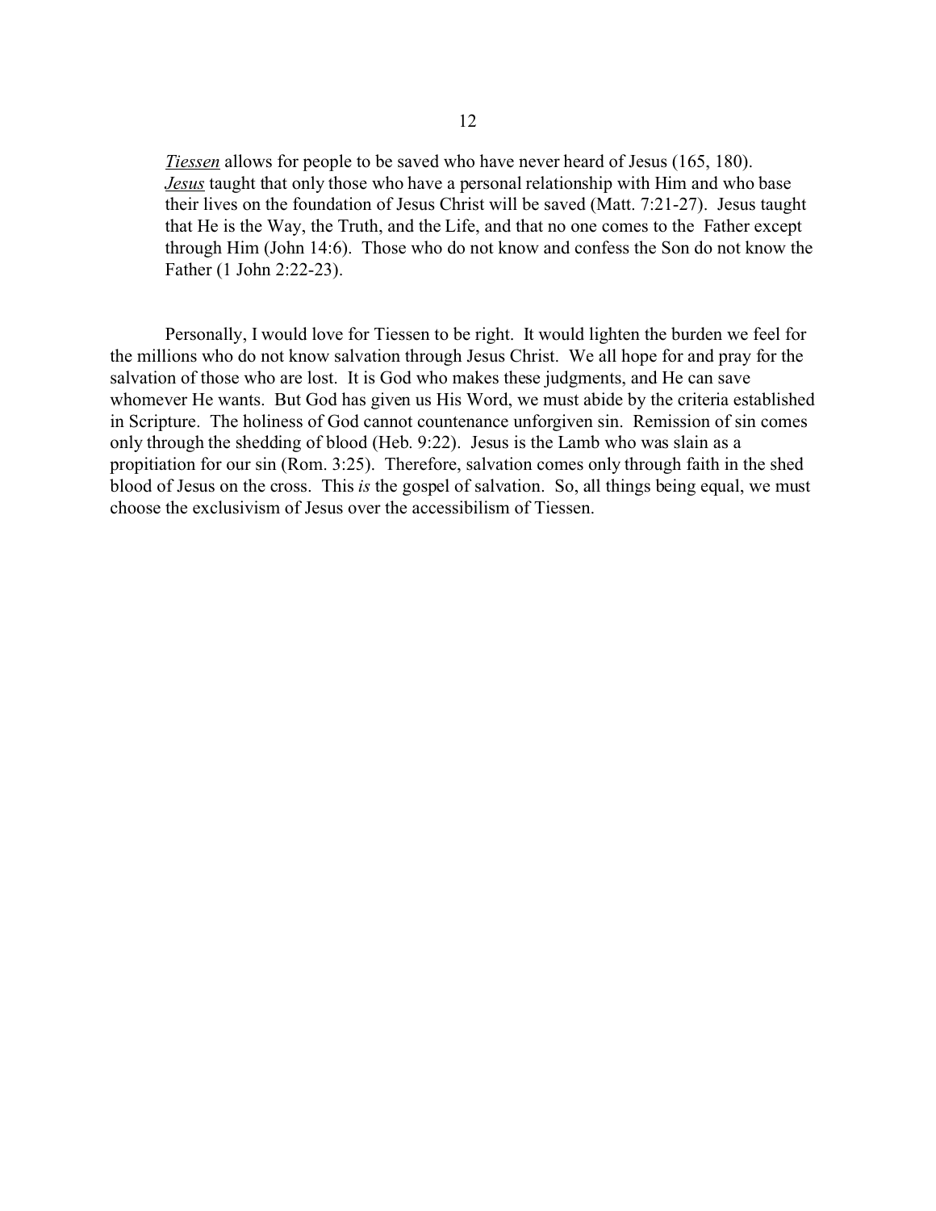*Tiessen* allows for people to be saved who have never heard of Jesus (165, 180). *Jesus* taught that only those who have a personal relationship with Him and who base their lives on the foundation of Jesus Christ will be saved (Matt. 7:21-27). Jesus taught that He is the Way, the Truth, and the Life, and that no one comes to the Father except through Him (John 14:6). Those who do not know and confess the Son do not know the Father (1 John 2:22-23).

Personally, I would love for Tiessen to be right. It would lighten the burden we feel for the millions who do not know salvation through Jesus Christ. We all hope for and pray for the salvation of those who are lost. It is God who makes these judgments, and He can save whomever He wants. But God has given us His Word, we must abide by the criteria established in Scripture. The holiness of God cannot countenance unforgiven sin. Remission of sin comes only through the shedding of blood (Heb. 9:22). Jesus is the Lamb who was slain as a propitiation for our sin (Rom. 3:25). Therefore, salvation comes only through faith in the shed blood of Jesus on the cross. This *is* the gospel of salvation. So, all things being equal, we must choose the exclusivism of Jesus over the accessibilism of Tiessen.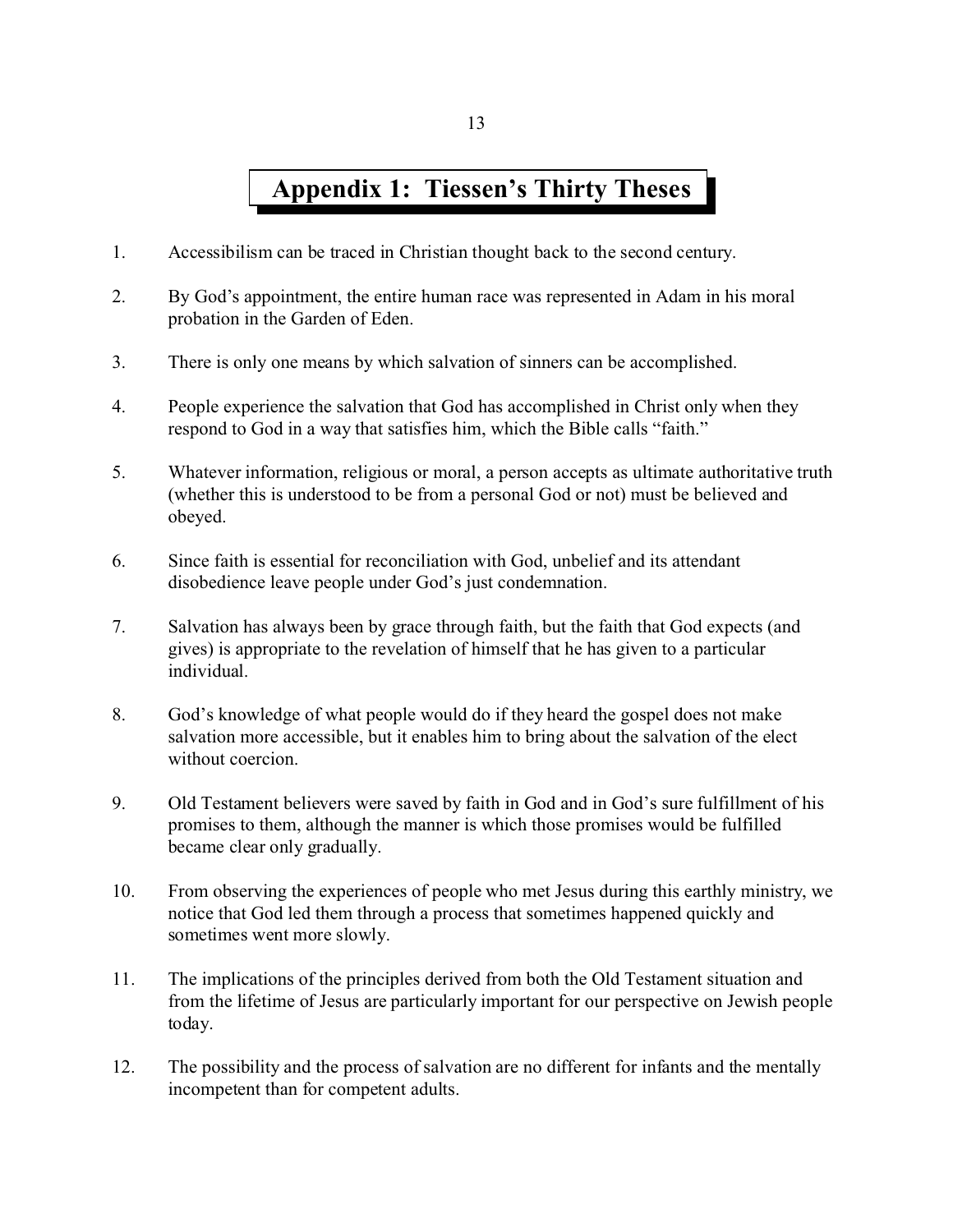# Appendix 1: Tiessen's Thirty Theses

1. Accessibilism can be traced in Christian thought back to the second century.

2. By God's appointment, the entire human race was represented in Adam in his moral probation in the Garden of Eden.

3. There is only one means by which salvation of sinners can be accomplished.

4. People experience the salvation that God has accomplished in Christ only when they respond to God in a way that satisfies him, which the Bible calls "faith."

5. Whatever information, religious or moral, a person accepts as ultimate authoritative truth (whether this is understood to be from a personal God or not) must be believed and obeyed.

6. Since faith is essential for reconciliation with God, unbelief and its attendant disobedience leave people under God's just condemnation.

7. Salvation has always been by grace through faith, but the faith that God expects (and gives) is appropriate to the revelation of himself that he has given to a particular individual.

8. God's knowledge of what people would do if they heard the gospel does not make salvation more accessible, but it enables him to bring about the salvation of the elect without coercion.

9. Old Testament believers were saved by faith in God and in God's sure fulfillment of his promises to them, although the manner is which those promises would be fulfilled became clear only gradually.

10. From observing the experiences of people who met Jesus during this earthly ministry, we notice that God led them through a process that sometimes happened quickly and sometimes went more slowly.

11. The implications of the principles derived from both the Old Testament situation and from the lifetime of Jesus are particularly important for our perspective on Jewish people today.

12. The possibility and the process of salvation are no different for infants and the mentally incompetent than for competent adults.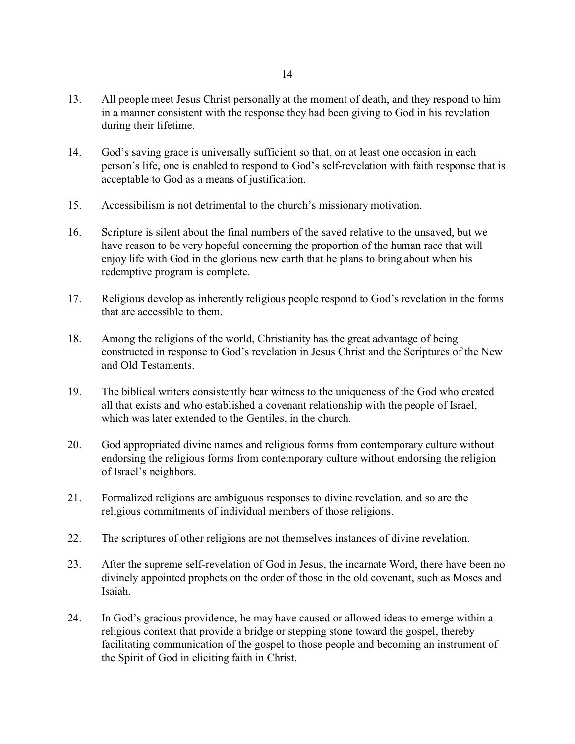13. All people meet Jesus Christ personally at the moment of death, and they respond to him in a manner consistent with the response they had been giving to God in his revelation during their lifetime.

14. God's saving grace is universally sufficient so that, on at least one occasion in each person's life, one is enabled to respond to God's self-revelation with faith response that is acceptable to God as a means of justification.

15. Accessibilism is not detrimental to the church's missionary motivation.

16. Scripture is silent about the final numbers of the saved relative to the unsaved, but we have reason to be very hopeful concerning the proportion of the human race that will enjoy life with God in the glorious new earth that he plans to bring about when his redemptive program is complete.

17. Religious develop as inherently religious people respond to God's revelation in the forms that are accessible to them.

18. Among the religions of the world, Christianity has the great advantage of being constructed in response to God's revelation in Jesus Christ and the Scriptures of the New and Old Testaments.

19. The biblical writers consistently bear witness to the uniqueness of the God who created all that exists and who established a covenant relationship with the people of Israel, which was later extended to the Gentiles, in the church.

20. God appropriated divine names and religious forms from contemporary culture without endorsing the religious forms from contemporary culture without endorsing the religion of Israel's neighbors.

21. Formalized religions are ambiguous responses to divine revelation, and so are the religious commitments of individual members of those religions.

22. The scriptures of other religions are not themselves instances of divine revelation.

23. After the supreme self-revelation of God in Jesus, the incarnate Word, there have been no divinely appointed prophets on the order of those in the old covenant, such as Moses and Isaiah.

24. In God's gracious providence, he may have caused or allowed ideas to emerge within a religious context that provide a bridge or stepping stone toward the gospel, thereby facilitating communication of the gospel to those people and becoming an instrument of the Spirit of God in eliciting faith in Christ.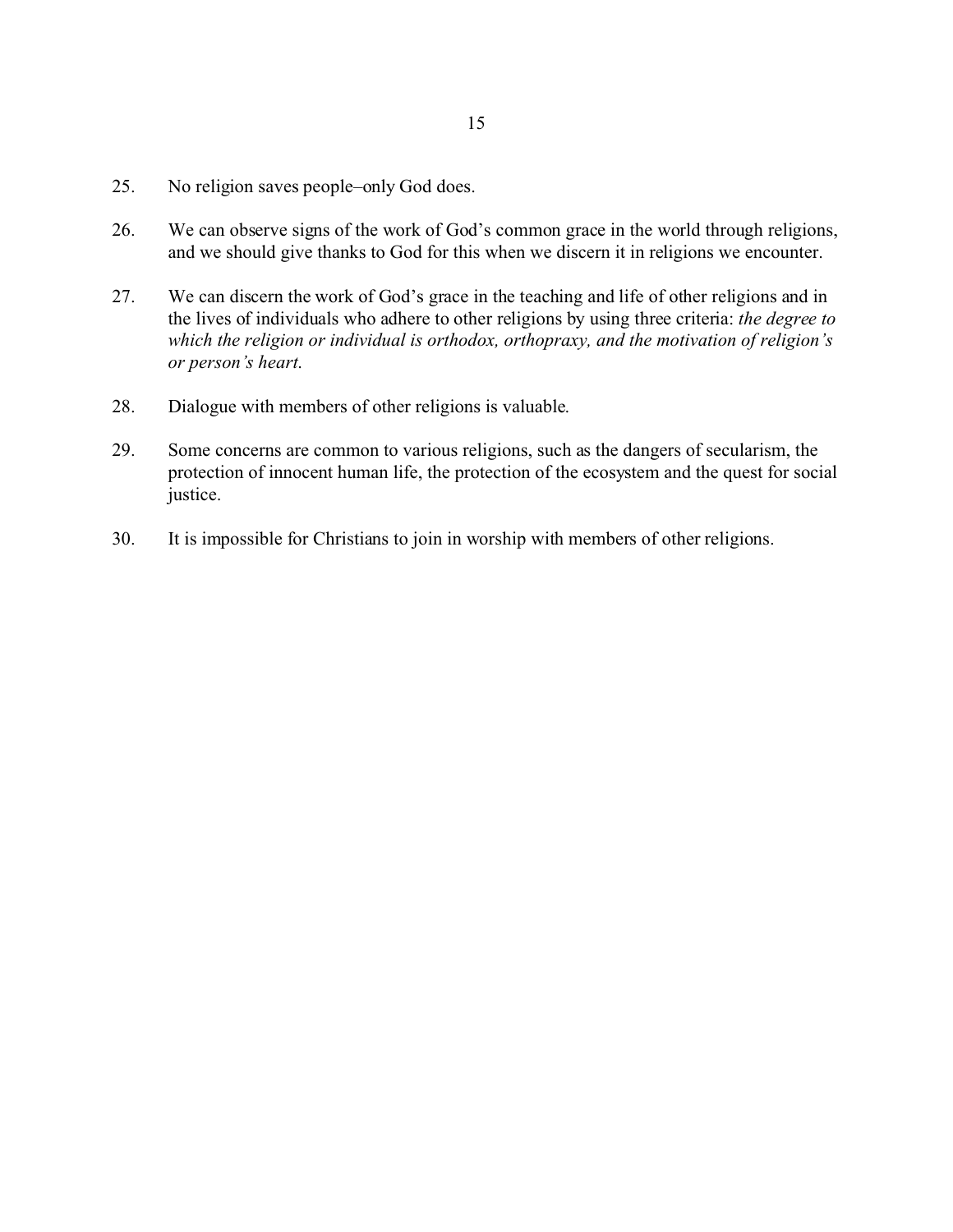25. No religion saves people–only God does.

26. We can observe signs of the work of God's common grace in the world through religions, and we should give thanks to God for this when we discern it in religions we encounter.

27. We can discern the work of God's grace in the teaching and life of other religions and in the lives of individuals who adhere to other religions by using three criteria: *the degree to which the religion or individual is orthodox, orthopraxy, and the motivation of religion's or person's heart*.

28. Dialogue with members of other religions is valuable.

29. Some concerns are common to various religions, such as the dangers of secularism, the protection of innocent human life, the protection of the ecosystem and the quest for social justice.

30. It is impossible for Christians to join in worship with members of other religions.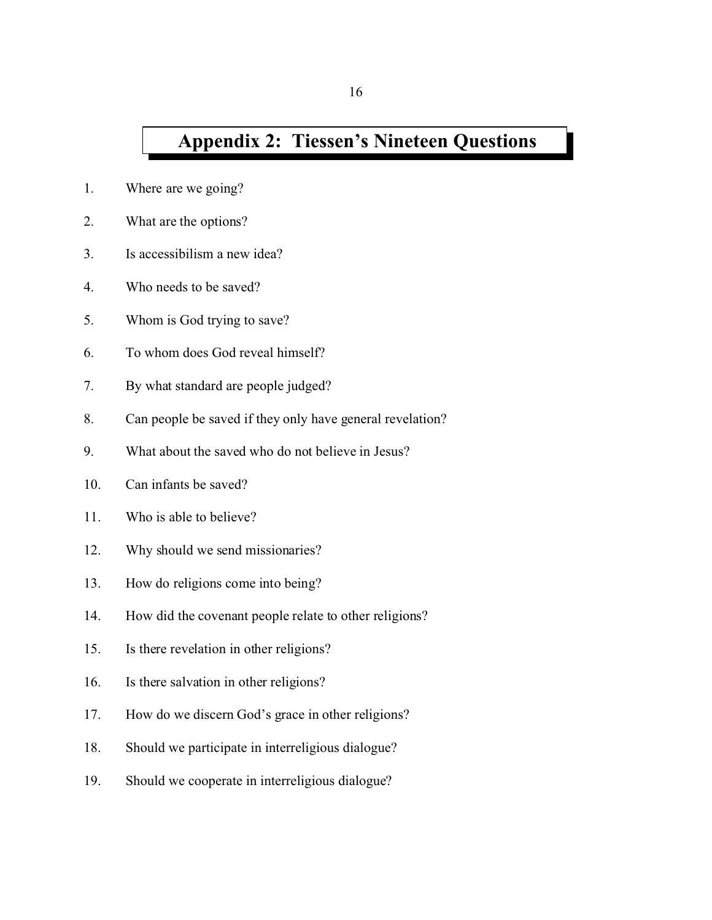## Appendix 2: Tiessen's Nineteen Questions

1. Where are we going?
2. What are the options?
3. Is accessibilism a new idea?
4. Who needs to be saved?
5. Whom is God trying to save?
6. To whom does God reveal himself?
7. By what standard are people judged?
8. Can people be saved if they only have general revelation?
9. What about the saved who do not believe in Jesus?
10. Can infants be saved?
11. Who is able to believe?
12. Why should we send missionaries?
13. How do religions come into being?
14. How did the covenant people relate to other religions?
15. Is there revelation in other religions?
16. Is there salvation in other religions?
17. How do we discern God's grace in other religions?
18. Should we participate in interreligious dialogue?
19. Should we cooperate in interreligious dialogue?